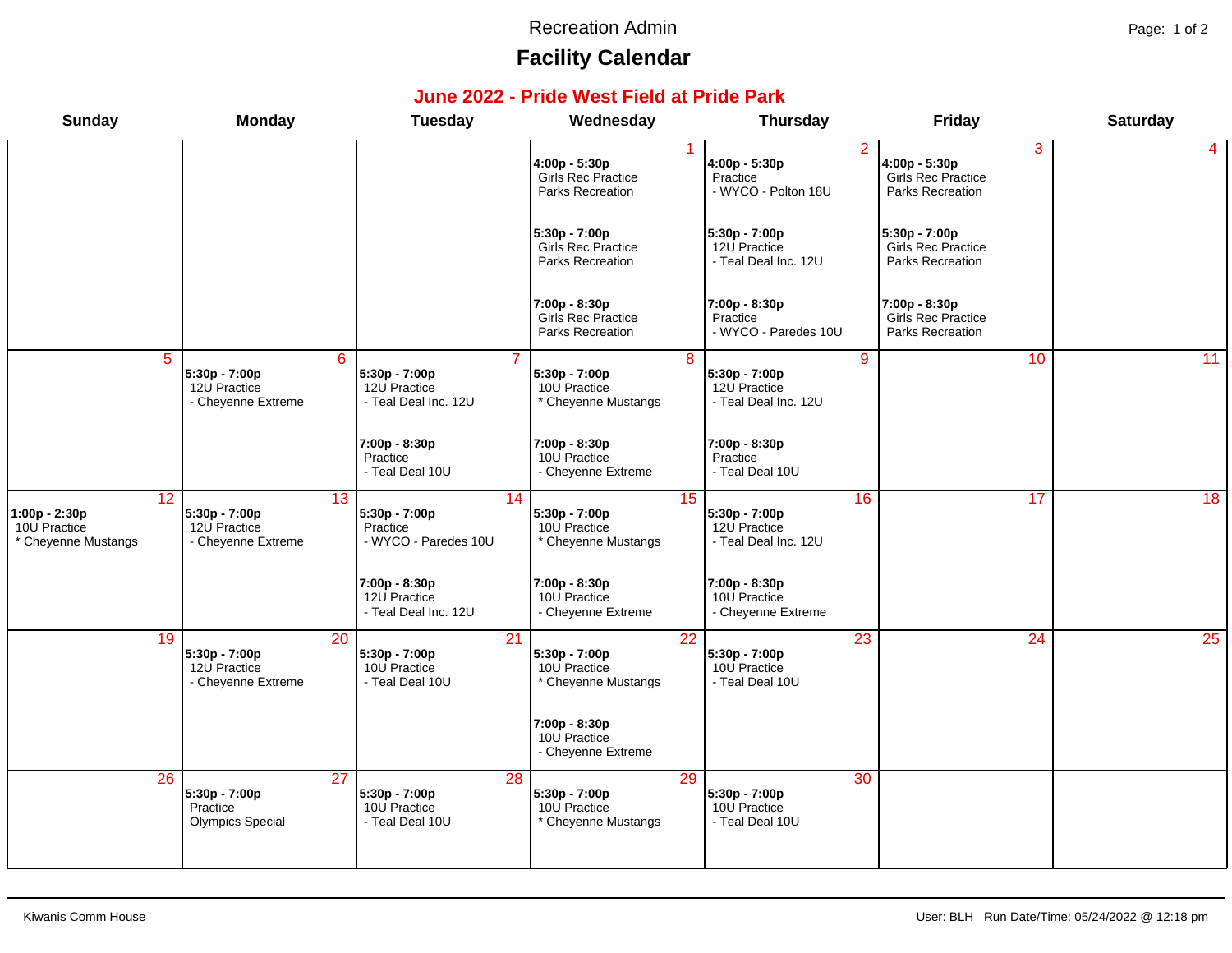Recreation Admin

# Facility Calendar

## June 2022 - Pride West Field at Pride Park

| Sunday | Monday | Tuesday | Wednesday | Thursday | Friday | Saturday |
|---|---|---|---|---|---|---|
| | | | **1**<br>**4:00p - 5:30p**<br>Girls Rec Practice<br>Parks Recreation<br><br>**5:30p - 7:00p**<br>Girls Rec Practice<br>Parks Recreation<br><br>**7:00p - 8:30p**<br>Girls Rec Practice<br>Parks Recreation | **2**<br>**4:00p - 5:30p**<br>Practice<br>- WYCO - Polton 18U<br><br>**5:30p - 7:00p**<br>12U Practice<br>- Teal Deal Inc. 12U<br><br>**7:00p - 8:30p**<br>Practice<br>- WYCO - Paredes 10U | **3**<br>**4:00p - 5:30p**<br>Girls Rec Practice<br>Parks Recreation<br><br>**5:30p - 7:00p**<br>Girls Rec Practice<br>Parks Recreation<br><br>**7:00p - 8:30p**<br>Girls Rec Practice<br>Parks Recreation | **4** |
| **5** | **6**<br>**5:30p - 7:00p**<br>12U Practice<br>- Cheyenne Extreme | **7**<br>**5:30p - 7:00p**<br>12U Practice<br>- Teal Deal Inc. 12U<br><br>**7:00p - 8:30p**<br>Practice<br>- Teal Deal 10U | **8**<br>**5:30p - 7:00p**<br>10U Practice<br>* Cheyenne Mustangs<br><br>**7:00p - 8:30p**<br>10U Practice<br>- Cheyenne Extreme | **9**<br>**5:30p - 7:00p**<br>12U Practice<br>- Teal Deal Inc. 12U<br><br>**7:00p - 8:30p**<br>Practice<br>- Teal Deal 10U | **10** | **11** |
| **12**<br>**1:00p - 2:30p**<br>10U Practice<br>* Cheyenne Mustangs | **13**<br>**5:30p - 7:00p**<br>12U Practice<br>- Cheyenne Extreme | **14**<br>**5:30p - 7:00p**<br>Practice<br>- WYCO - Paredes 10U<br><br>**7:00p - 8:30p**<br>12U Practice<br>- Teal Deal Inc. 12U | **15**<br>**5:30p - 7:00p**<br>10U Practice<br>* Cheyenne Mustangs<br><br>**7:00p - 8:30p**<br>10U Practice<br>- Cheyenne Extreme | **16**<br>**5:30p - 7:00p**<br>12U Practice<br>- Teal Deal Inc. 12U<br><br>**7:00p - 8:30p**<br>10U Practice<br>- Cheyenne Extreme | **17** | **18** |
| **19** | **20**<br>**5:30p - 7:00p**<br>12U Practice<br>- Cheyenne Extreme | **21**<br>**5:30p - 7:00p**<br>10U Practice<br>- Teal Deal 10U | **22**<br>**5:30p - 7:00p**<br>10U Practice<br>* Cheyenne Mustangs<br><br>**7:00p - 8:30p**<br>10U Practice<br>- Cheyenne Extreme | **23**<br>**5:30p - 7:00p**<br>10U Practice<br>- Teal Deal 10U | **24** | **25** |
| **26** | **27**<br>**5:30p - 7:00p**<br>Practice<br>Olympics Special | **28**<br>**5:30p - 7:00p**<br>10U Practice<br>- Teal Deal 10U | **29**<br>**5:30p - 7:00p**<br>10U Practice<br>* Cheyenne Mustangs | **30**<br>**5:30p - 7:00p**<br>10U Practice<br>- Teal Deal 10U | | |

Kiwanis Comm House

User: BLH Run Date/Time: 05/24/2022 @ 12:18 pm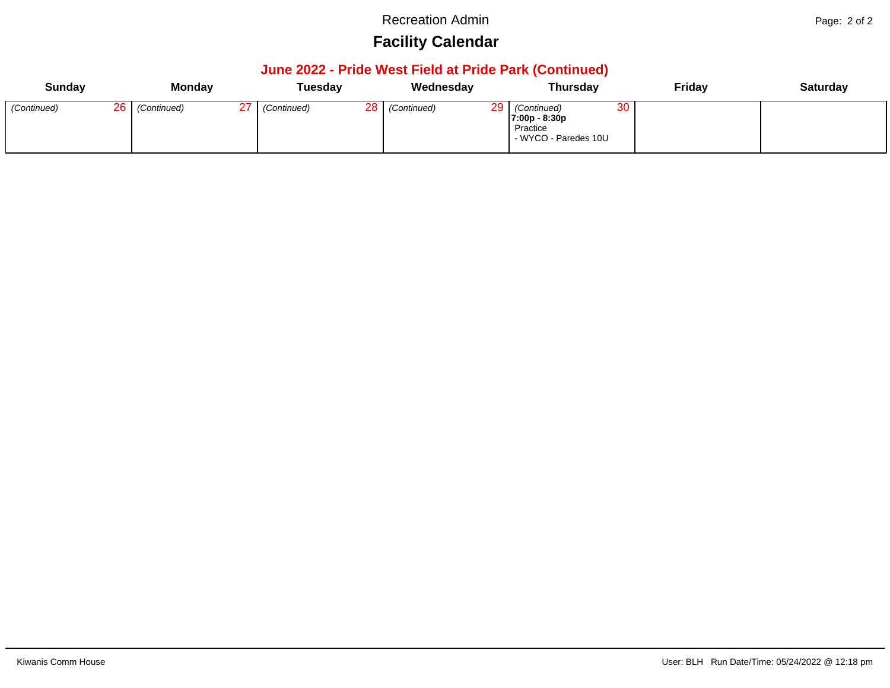# Recreation Admin

## Facility Calendar

### June 2022 - Pride West Field at Pride Park (Continued)

| Sunday | Monday | Tuesday | Wednesday | Thursday | Friday | Saturday |
|---|---|---|---|---|---|---|
| *(Continued)* 26 | *(Continued)* 27 | *(Continued)* 28 | *(Continued)* 29 | *(Continued)* 30 **7:00p - 8:30p** Practice - WYCO - Paredes 10U | | |

Kiwanis Comm House

User: BLH Run Date/Time: 05/24/2022 @ 12:18 pm